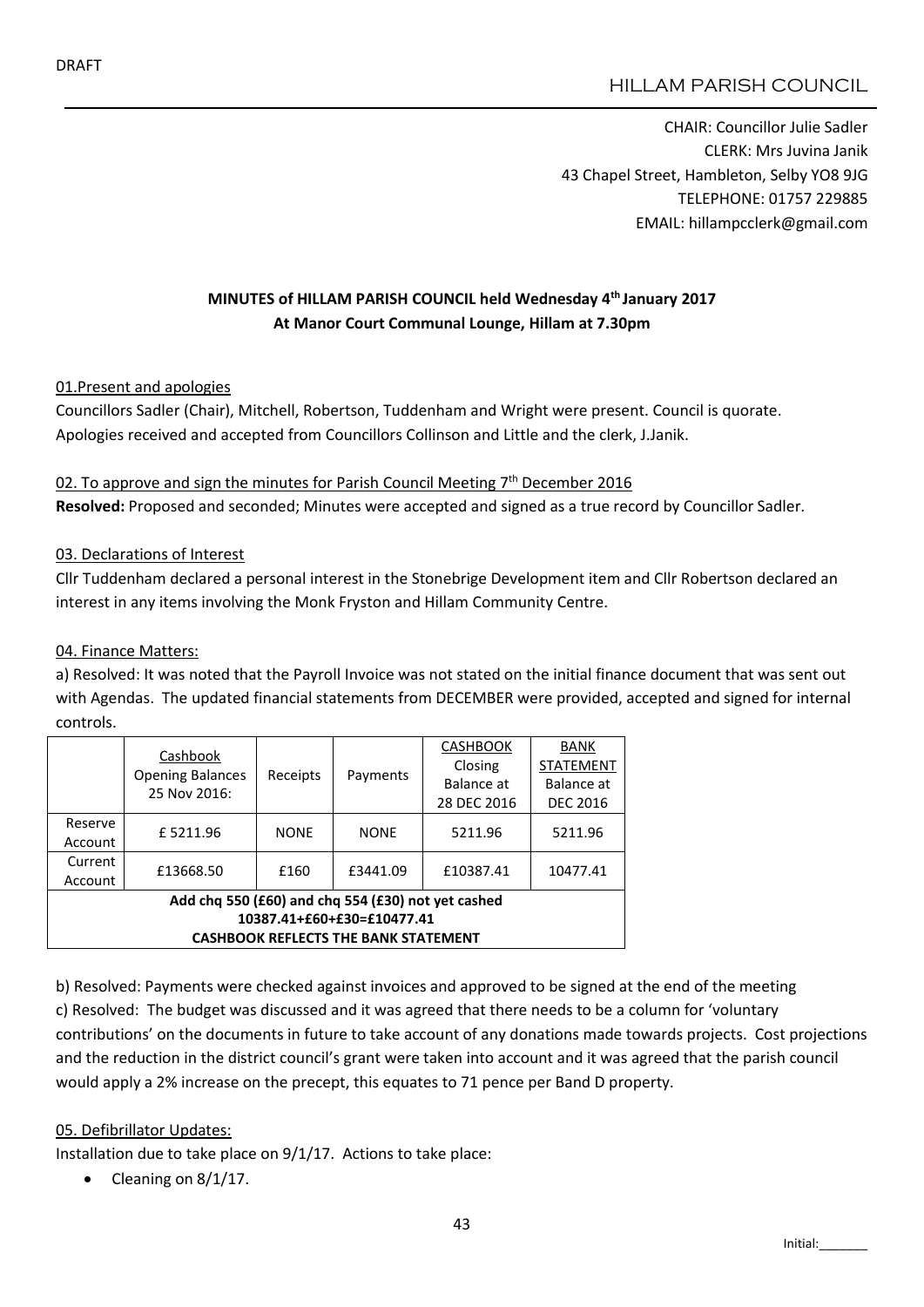DRAFT

HILLAM PARISH COUNCIL

CHAIR: Councillor Julie Sadler
CLERK: Mrs Juvina Janik
43 Chapel Street, Hambleton, Selby YO8 9JG
TELEPHONE: 01757 229885
EMAIL: hillampcclerk@gmail.com

**MINUTES of HILLAM PARISH COUNCIL held Wednesday 4th January 2017**
**At Manor Court Communal Lounge, Hillam at 7.30pm**

01.Present and apologies

Councillors Sadler (Chair), Mitchell, Robertson, Tuddenham and Wright were present. Council is quorate. Apologies received and accepted from Councillors Collinson and Little and the clerk, J.Janik.

02. To approve and sign the minutes for Parish Council Meeting 7th December 2016

**Resolved:** Proposed and seconded; Minutes were accepted and signed as a true record by Councillor Sadler.

03. Declarations of Interest

Cllr Tuddenham declared a personal interest in the Stonebrige Development item and Cllr Robertson declared an interest in any items involving the Monk Fryston and Hillam Community Centre.

04. Finance Matters:

a) Resolved: It was noted that the Payroll Invoice was not stated on the initial finance document that was sent out with Agendas. The updated financial statements from DECEMBER were provided, accepted and signed for internal controls.

| | Cashbook Opening Balances 25 Nov 2016: | Receipts | Payments | CASHBOOK Closing Balance at 28 DEC 2016 | BANK STATEMENT Balance at DEC 2016 |
|---|---|---|---|---|---|
| Reserve Account | £ 5211.96 | NONE | NONE | 5211.96 | 5211.96 |
| Current Account | £13668.50 | £160 | £3441.09 | £10387.41 | 10477.41 |
| **Add chq 550 (£60) and chq 554 (£30) not yet cashed 10387.41+£60+£30=£10477.41 CASHBOOK REFLECTS THE BANK STATEMENT** | | | | | |

b) Resolved: Payments were checked against invoices and approved to be signed at the end of the meeting

c) Resolved: The budget was discussed and it was agreed that there needs to be a column for 'voluntary contributions' on the documents in future to take account of any donations made towards projects. Cost projections and the reduction in the district council's grant were taken into account and it was agreed that the parish council would apply a 2% increase on the precept, this equates to 71 pence per Band D property.

05. Defibrillator Updates:

Installation due to take place on 9/1/17. Actions to take place:

- Cleaning on 8/1/17.

Initial:_______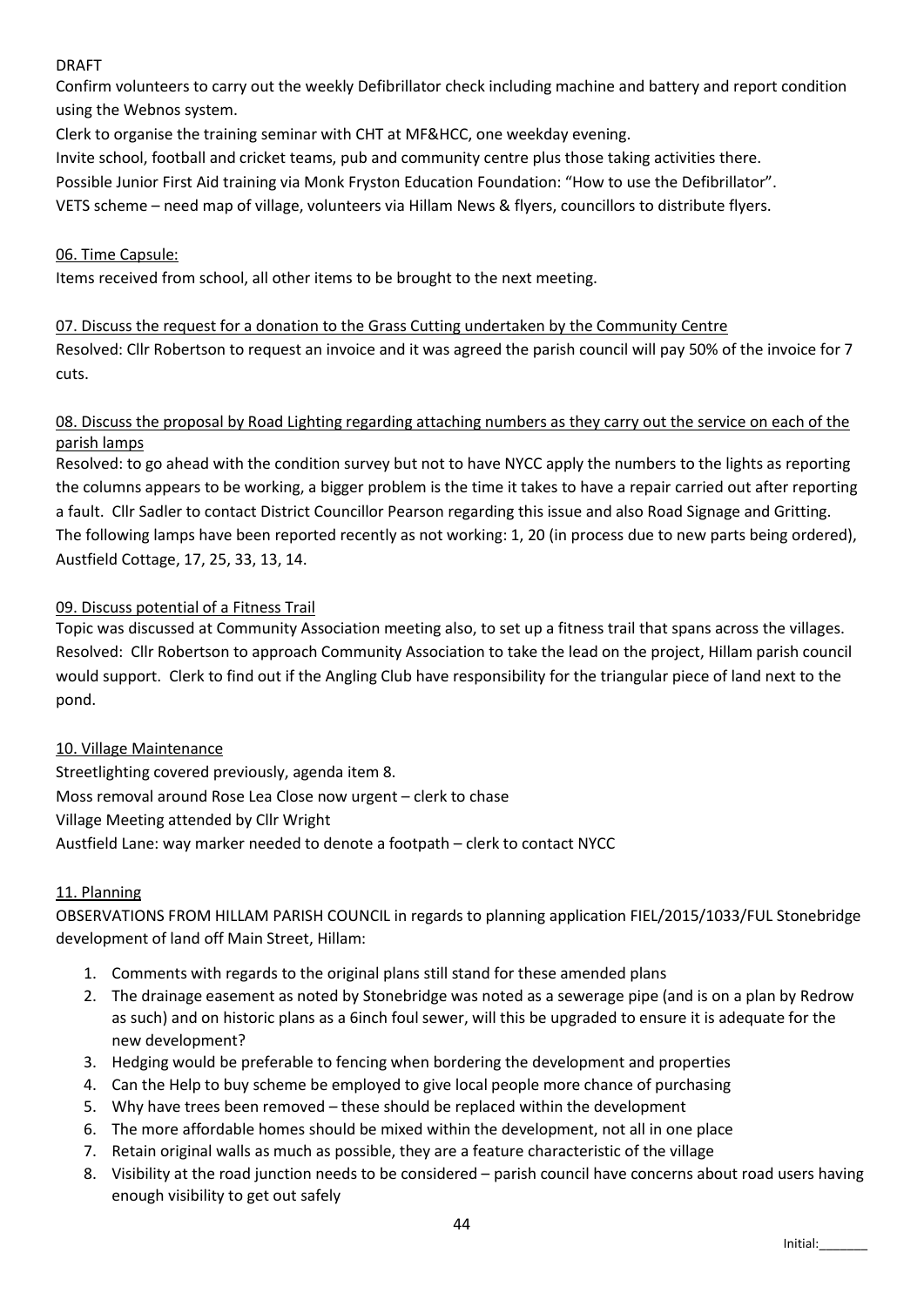DRAFT

Confirm volunteers to carry out the weekly Defibrillator check including machine and battery and report condition using the Webnos system.

Clerk to organise the training seminar with CHT at MF&HCC, one weekday evening.

Invite school, football and cricket teams, pub and community centre plus those taking activities there.

Possible Junior First Aid training via Monk Fryston Education Foundation: "How to use the Defibrillator".

VETS scheme – need map of village, volunteers via Hillam News & flyers, councillors to distribute flyers.

06. Time Capsule:

Items received from school, all other items to be brought to the next meeting.

07. Discuss the request for a donation to the Grass Cutting undertaken by the Community Centre

Resolved: Cllr Robertson to request an invoice and it was agreed the parish council will pay 50% of the invoice for 7 cuts.

08. Discuss the proposal by Road Lighting regarding attaching numbers as they carry out the service on each of the parish lamps

Resolved: to go ahead with the condition survey but not to have NYCC apply the numbers to the lights as reporting the columns appears to be working, a bigger problem is the time it takes to have a repair carried out after reporting a fault. Cllr Sadler to contact District Councillor Pearson regarding this issue and also Road Signage and Gritting. The following lamps have been reported recently as not working: 1, 20 (in process due to new parts being ordered), Austfield Cottage, 17, 25, 33, 13, 14.

09. Discuss potential of a Fitness Trail

Topic was discussed at Community Association meeting also, to set up a fitness trail that spans across the villages. Resolved: Cllr Robertson to approach Community Association to take the lead on the project, Hillam parish council would support. Clerk to find out if the Angling Club have responsibility for the triangular piece of land next to the pond.

10. Village Maintenance

Streetlighting covered previously, agenda item 8.

Moss removal around Rose Lea Close now urgent – clerk to chase

Village Meeting attended by Cllr Wright

Austfield Lane: way marker needed to denote a footpath – clerk to contact NYCC

11. Planning

OBSERVATIONS FROM HILLAM PARISH COUNCIL in regards to planning application FIEL/2015/1033/FUL Stonebridge development of land off Main Street, Hillam:

1. Comments with regards to the original plans still stand for these amended plans
2. The drainage easement as noted by Stonebridge was noted as a sewerage pipe (and is on a plan by Redrow as such) and on historic plans as a 6inch foul sewer, will this be upgraded to ensure it is adequate for the new development?
3. Hedging would be preferable to fencing when bordering the development and properties
4. Can the Help to buy scheme be employed to give local people more chance of purchasing
5. Why have trees been removed – these should be replaced within the development
6. The more affordable homes should be mixed within the development, not all in one place
7. Retain original walls as much as possible, they are a feature characteristic of the village
8. Visibility at the road junction needs to be considered – parish council have concerns about road users having enough visibility to get out safely

Initial:_______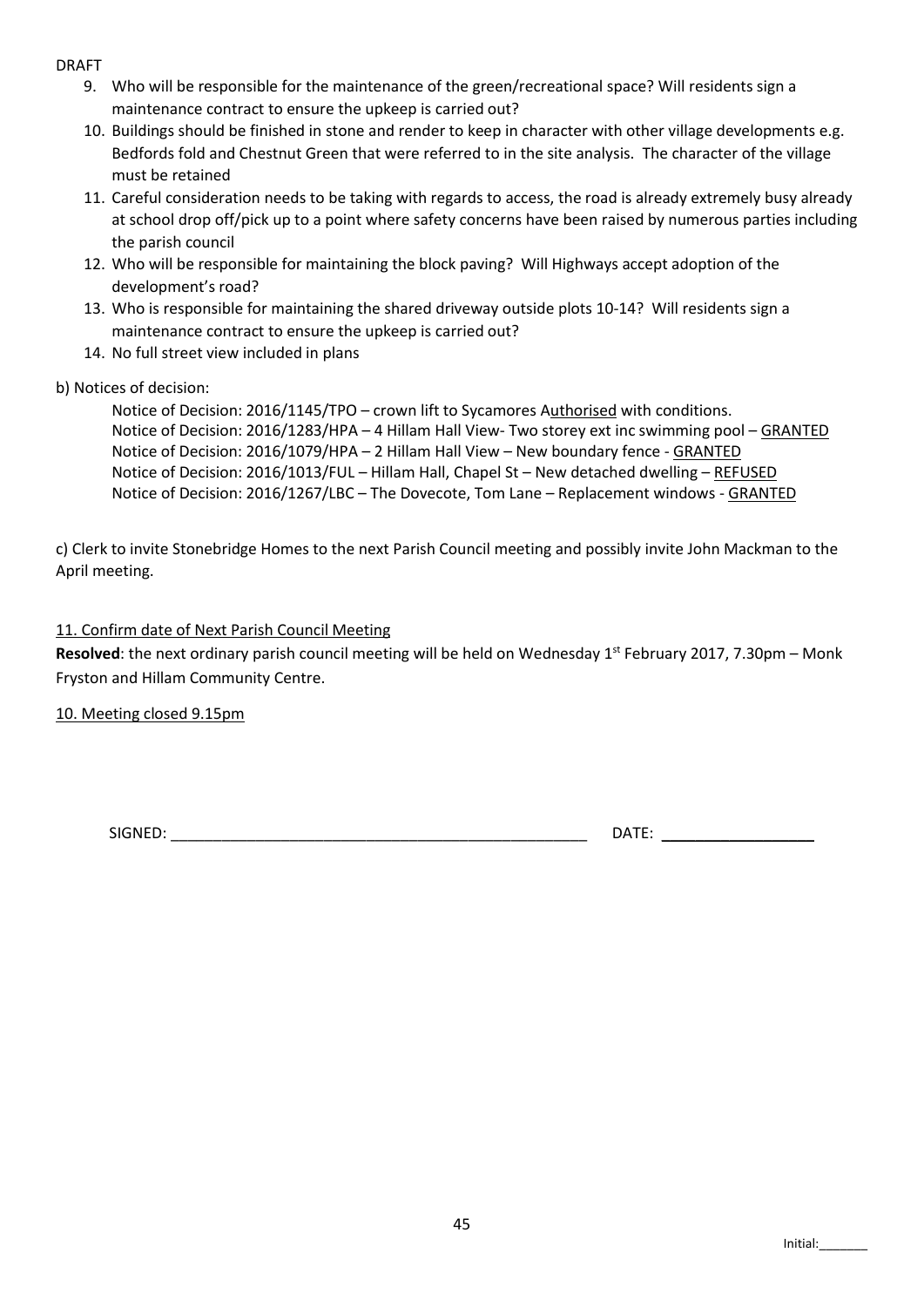DRAFT

9. Who will be responsible for the maintenance of the green/recreational space? Will residents sign a maintenance contract to ensure the upkeep is carried out?
10. Buildings should be finished in stone and render to keep in character with other village developments e.g. Bedfords fold and Chestnut Green that were referred to in the site analysis. The character of the village must be retained
11. Careful consideration needs to be taking with regards to access, the road is already extremely busy already at school drop off/pick up to a point where safety concerns have been raised by numerous parties including the parish council
12. Who will be responsible for maintaining the block paving? Will Highways accept adoption of the development's road?
13. Who is responsible for maintaining the shared driveway outside plots 10-14? Will residents sign a maintenance contract to ensure the upkeep is carried out?
14. No full street view included in plans

b) Notices of decision:

Notice of Decision: 2016/1145/TPO – crown lift to Sycamores Authorised with conditions.
Notice of Decision: 2016/1283/HPA – 4 Hillam Hall View- Two storey ext inc swimming pool – GRANTED
Notice of Decision: 2016/1079/HPA – 2 Hillam Hall View – New boundary fence - GRANTED
Notice of Decision: 2016/1013/FUL – Hillam Hall, Chapel St – New detached dwelling – REFUSED
Notice of Decision: 2016/1267/LBC – The Dovecote, Tom Lane – Replacement windows - GRANTED

c) Clerk to invite Stonebridge Homes to the next Parish Council meeting and possibly invite John Mackman to the April meeting.

11. Confirm date of Next Parish Council Meeting

**Resolved**: the next ordinary parish council meeting will be held on Wednesday 1st February 2017, 7.30pm – Monk Fryston and Hillam Community Centre.

10. Meeting closed 9.15pm

SIGNED: ___________________________________________ DATE: _______________

Initial:______